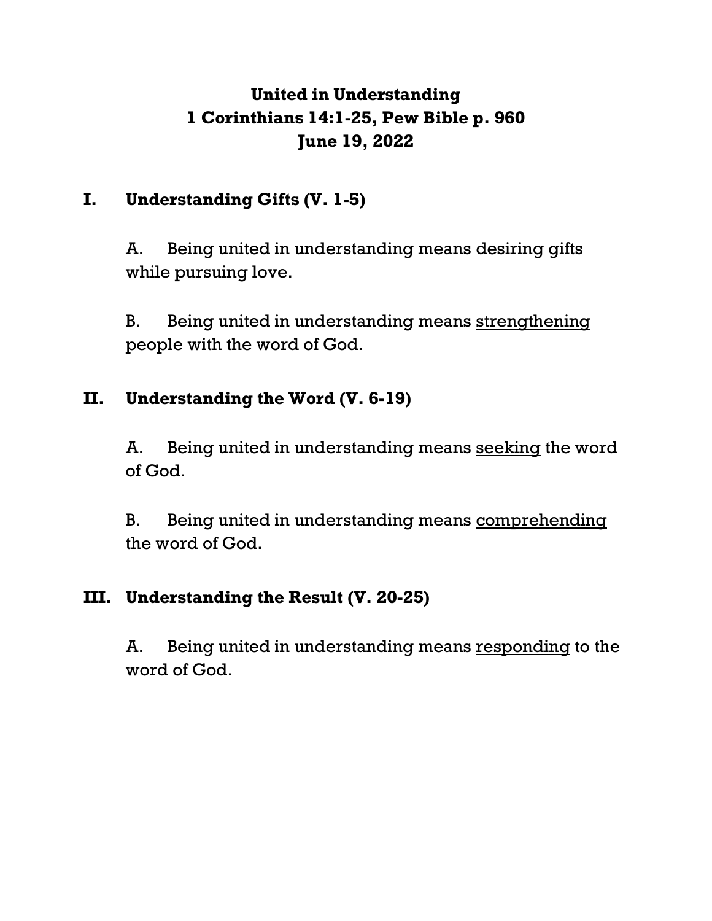**United in Understanding**
**1 Corinthians 14:1-25, Pew Bible p. 960**
**June 19, 2022**

## I. Understanding Gifts (V. 1-5)

A. Being united in understanding means <u>desiring</u> gifts while pursuing love.

B. Being united in understanding means <u>strengthening</u> people with the word of God.

## II. Understanding the Word (V. 6-19)

A. Being united in understanding means <u>seeking</u> the word of God.

B. Being united in understanding means <u>comprehending</u> the word of God.

## III. Understanding the Result (V. 20-25)

A. Being united in understanding means <u>responding</u> to the word of God.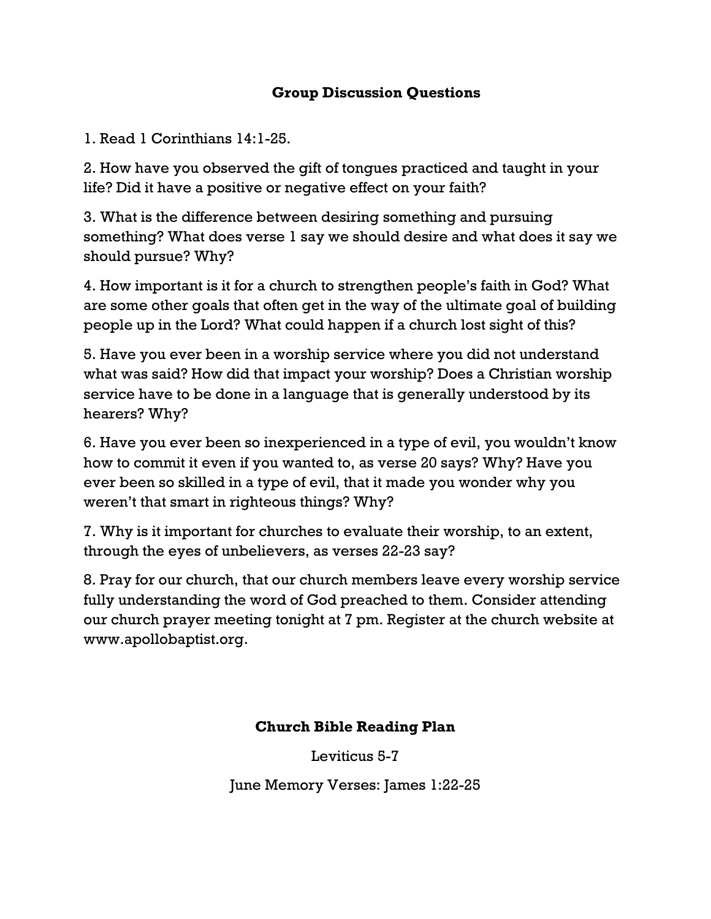## Group Discussion Questions

1. Read 1 Corinthians 14:1-25.

2. How have you observed the gift of tongues practiced and taught in your life? Did it have a positive or negative effect on your faith?

3. What is the difference between desiring something and pursuing something? What does verse 1 say we should desire and what does it say we should pursue? Why?

4. How important is it for a church to strengthen people's faith in God? What are some other goals that often get in the way of the ultimate goal of building people up in the Lord? What could happen if a church lost sight of this?

5. Have you ever been in a worship service where you did not understand what was said? How did that impact your worship? Does a Christian worship service have to be done in a language that is generally understood by its hearers? Why?

6. Have you ever been so inexperienced in a type of evil, you wouldn't know how to commit it even if you wanted to, as verse 20 says? Why? Have you ever been so skilled in a type of evil, that it made you wonder why you weren't that smart in righteous things? Why?

7. Why is it important for churches to evaluate their worship, to an extent, through the eyes of unbelievers, as verses 22-23 say?

8. Pray for our church, that our church members leave every worship service fully understanding the word of God preached to them. Consider attending our church prayer meeting tonight at 7 pm. Register at the church website at www.apollobaptist.org.

## Church Bible Reading Plan

Leviticus 5-7

June Memory Verses: James 1:22-25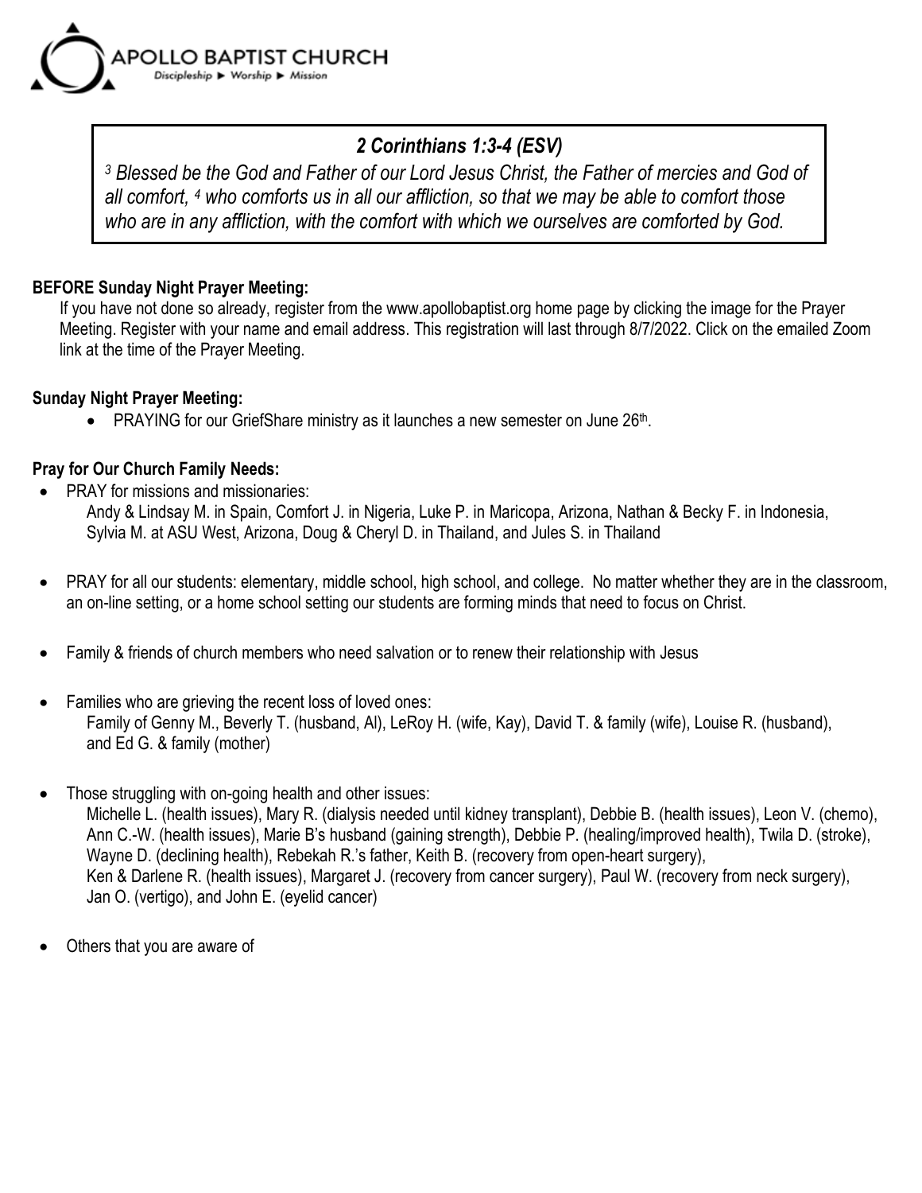APOLLO BAPTIST CHURCH

Discipleship ▶ Worship ▶ Mission

## *2 Corinthians 1:3-4 (ESV)*

*[3] Blessed be the God and Father of our Lord Jesus Christ, the Father of mercies and God of all comfort, [4] who comforts us in all our affliction, so that we may be able to comfort those who are in any affliction, with the comfort with which we ourselves are comforted by God.*

**BEFORE Sunday Night Prayer Meeting:**

If you have not done so already, register from the www.apollobaptist.org home page by clicking the image for the Prayer Meeting. Register with your name and email address. This registration will last through 8/7/2022. Click on the emailed Zoom link at the time of the Prayer Meeting.

**Sunday Night Prayer Meeting:**

- PRAYING for our GriefShare ministry as it launches a new semester on June 26th.

**Pray for Our Church Family Needs:**

- PRAY for missions and missionaries:
  Andy & Lindsay M. in Spain, Comfort J. in Nigeria, Luke P. in Maricopa, Arizona, Nathan & Becky F. in Indonesia, Sylvia M. at ASU West, Arizona, Doug & Cheryl D. in Thailand, and Jules S. in Thailand

- PRAY for all our students: elementary, middle school, high school, and college. No matter whether they are in the classroom, an on-line setting, or a home school setting our students are forming minds that need to focus on Christ.

- Family & friends of church members who need salvation or to renew their relationship with Jesus

- Families who are grieving the recent loss of loved ones:
  Family of Genny M., Beverly T. (husband, Al), LeRoy H. (wife, Kay), David T. & family (wife), Louise R. (husband), and Ed G. & family (mother)

- Those struggling with on-going health and other issues:
  Michelle L. (health issues), Mary R. (dialysis needed until kidney transplant), Debbie B. (health issues), Leon V. (chemo), Ann C.-W. (health issues), Marie B's husband (gaining strength), Debbie P. (healing/improved health), Twila D. (stroke), Wayne D. (declining health), Rebekah R.'s father, Keith B. (recovery from open-heart surgery), Ken & Darlene R. (health issues), Margaret J. (recovery from cancer surgery), Paul W. (recovery from neck surgery), Jan O. (vertigo), and John E. (eyelid cancer)

- Others that you are aware of